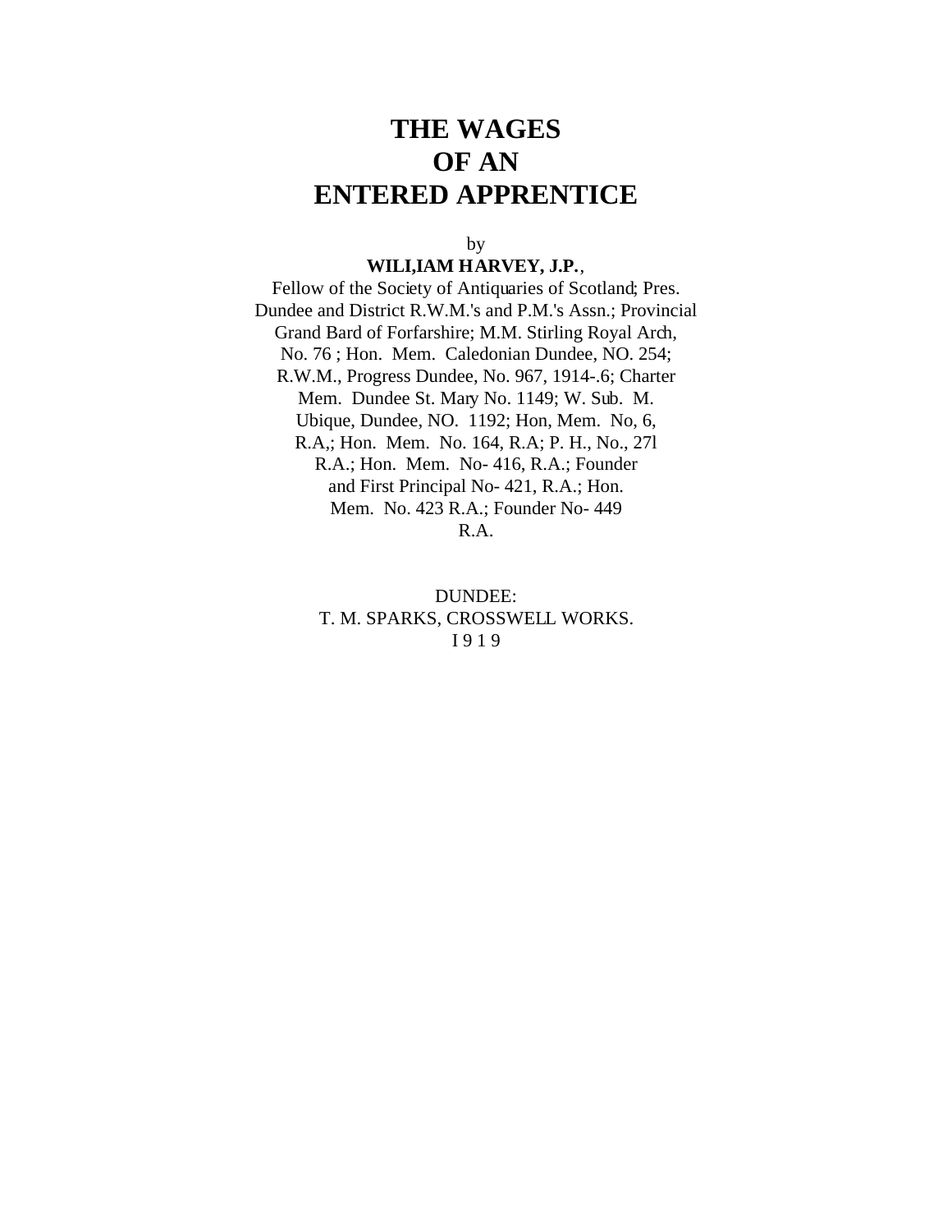# THE WAGES OF AN ENTERED APPRENTICE

by

**WILI,IAM HARVEY, J.P.**,

Fellow of the Society of Antiquaries of Scotland; Pres. Dundee and District R.W.M.'s and P.M.'s Assn.; Provincial Grand Bard of Forfarshire; M.M. Stirling Royal Arch, No. 76 ; Hon. Mem. Caledonian Dundee, NO. 254; R.W.M., Progress Dundee, No. 967, 1914-.6; Charter Mem. Dundee St. Mary No. 1149; W. Sub. M. Ubique, Dundee, NO. 1192; Hon, Mem. No, 6, R.A,; Hon. Mem. No. 164, R.A; P. H., No., 27l R.A.; Hon. Mem. No- 416, R.A.; Founder and First Principal No- 421, R.A.; Hon. Mem. No. 423 R.A.; Founder No- 449 R.A.

DUNDEE:
T. M. SPARKS, CROSSWELL WORKS.
I 9 1 9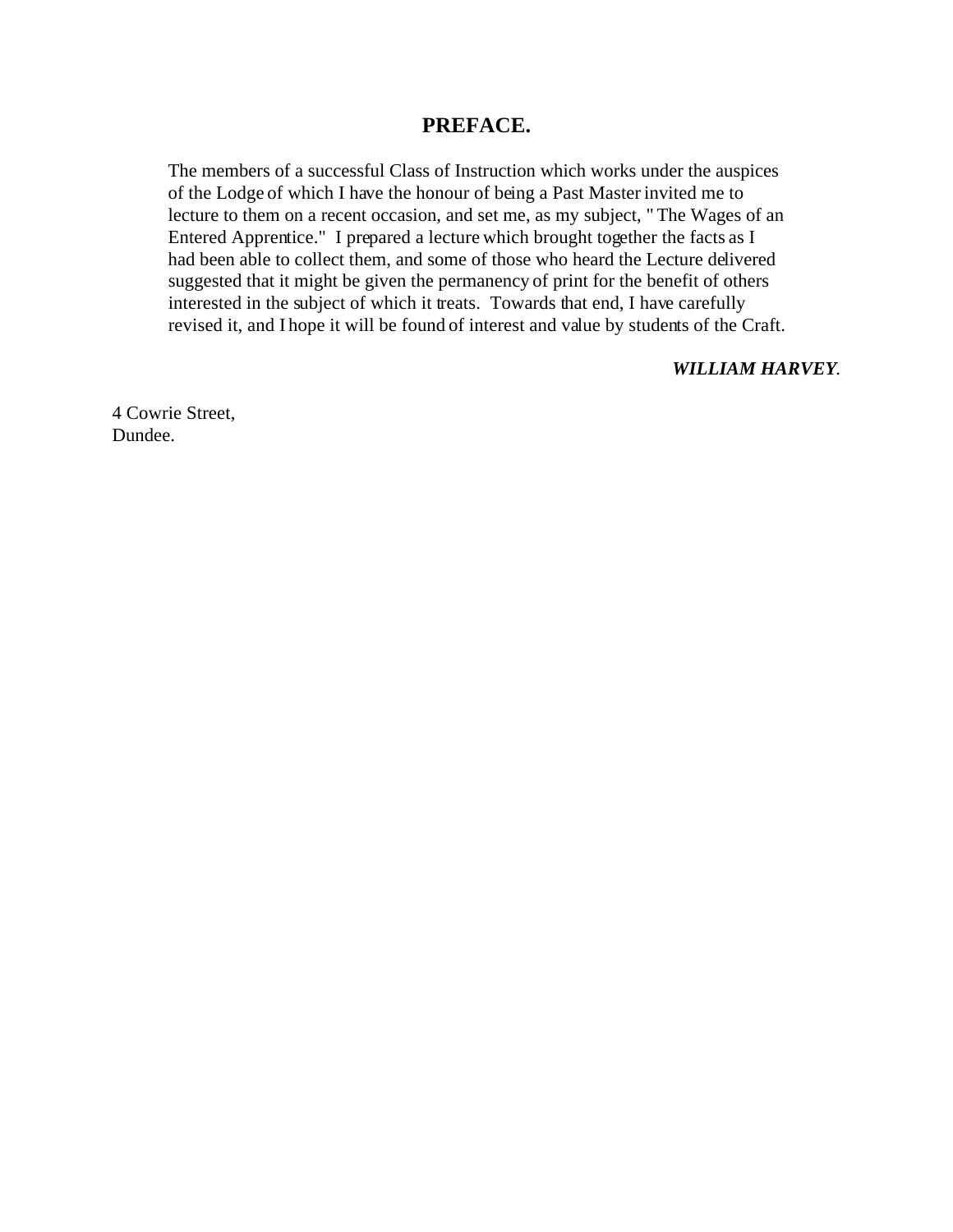# PREFACE.

The members of a successful Class of Instruction which works under the auspices of the Lodge of which I have the honour of being a Past Master invited me to lecture to them on a recent occasion, and set me, as my subject, " The Wages of an Entered Apprentice." I prepared a lecture which brought together the facts as I had been able to collect them, and some of those who heard the Lecture delivered suggested that it might be given the permanency of print for the benefit of others interested in the subject of which it treats. Towards that end, I have carefully revised it, and I hope it will be found of interest and value by students of the Craft.

***WILLIAM HARVEY.***

4 Cowrie Street,
Dundee.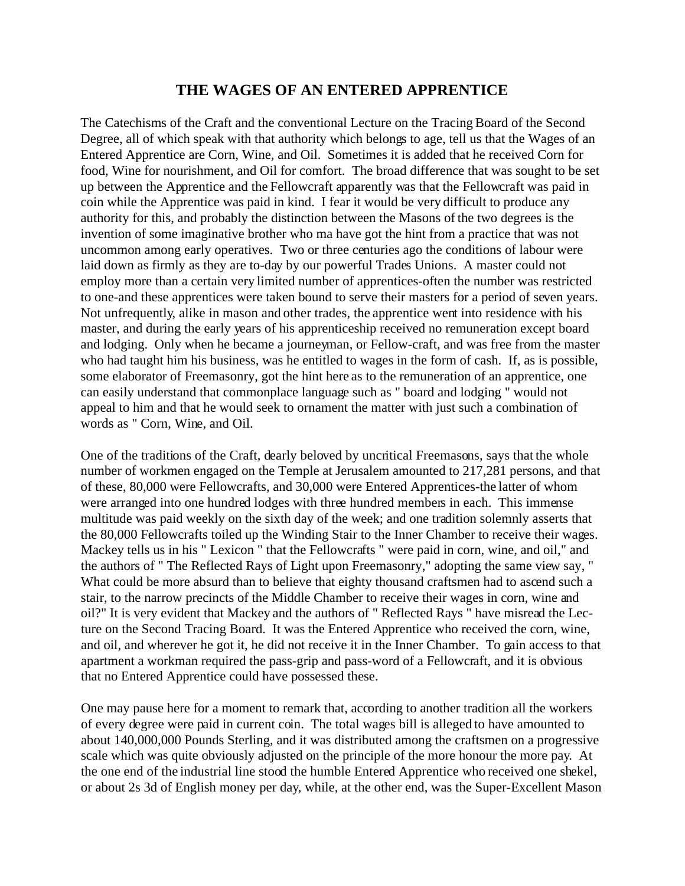# THE WAGES OF AN ENTERED APPRENTICE

The Catechisms of the Craft and the conventional Lecture on the Tracing Board of the Second Degree, all of which speak with that authority which belongs to age, tell us that the Wages of an Entered Apprentice are Corn, Wine, and Oil. Sometimes it is added that he received Corn for food, Wine for nourishment, and Oil for comfort. The broad difference that was sought to be set up between the Apprentice and the Fellowcraft apparently was that the Fellowcraft was paid in coin while the Apprentice was paid in kind. I fear it would be very difficult to produce any authority for this, and probably the distinction between the Masons of the two degrees is the invention of some imaginative brother who ma have got the hint from a practice that was not uncommon among early operatives. Two or three centuries ago the conditions of labour were laid down as firmly as they are to-day by our powerful Trades Unions. A master could not employ more than a certain very limited number of apprentices-often the number was restricted to one-and these apprentices were taken bound to serve their masters for a period of seven years. Not unfrequently, alike in mason and other trades, the apprentice went into residence with his master, and during the early years of his apprenticeship received no remuneration except board and lodging. Only when he became a journeyman, or Fellow-craft, and was free from the master who had taught him his business, was he entitled to wages in the form of cash. If, as is possible, some elaborator of Freemasonry, got the hint here as to the remuneration of an apprentice, one can easily understand that commonplace language such as " board and lodging " would not appeal to him and that he would seek to ornament the matter with just such a combination of words as " Corn, Wine, and Oil.

One of the traditions of the Craft, dearly beloved by uncritical Freemasons, says that the whole number of workmen engaged on the Temple at Jerusalem amounted to 217,281 persons, and that of these, 80,000 were Fellowcrafts, and 30,000 were Entered Apprentices-the latter of whom were arranged into one hundred lodges with three hundred members in each. This immense multitude was paid weekly on the sixth day of the week; and one tradition solemnly asserts that the 80,000 Fellowcrafts toiled up the Winding Stair to the Inner Chamber to receive their wages. Mackey tells us in his " Lexicon " that the Fellowcrafts " were paid in corn, wine, and oil," and the authors of " The Reflected Rays of Light upon Freemasonry," adopting the same view say, " What could be more absurd than to believe that eighty thousand craftsmen had to ascend such a stair, to the narrow precincts of the Middle Chamber to receive their wages in corn, wine and oil?" It is very evident that Mackey and the authors of " Reflected Rays " have misread the Lecture on the Second Tracing Board. It was the Entered Apprentice who received the corn, wine, and oil, and wherever he got it, he did not receive it in the Inner Chamber. To gain access to that apartment a workman required the pass-grip and pass-word of a Fellowcraft, and it is obvious that no Entered Apprentice could have possessed these.

One may pause here for a moment to remark that, according to another tradition all the workers of every degree were paid in current coin. The total wages bill is alleged to have amounted to about 140,000,000 Pounds Sterling, and it was distributed among the craftsmen on a progressive scale which was quite obviously adjusted on the principle of the more honour the more pay. At the one end of the industrial line stood the humble Entered Apprentice who received one shekel, or about 2s 3d of English money per day, while, at the other end, was the Super-Excellent Mason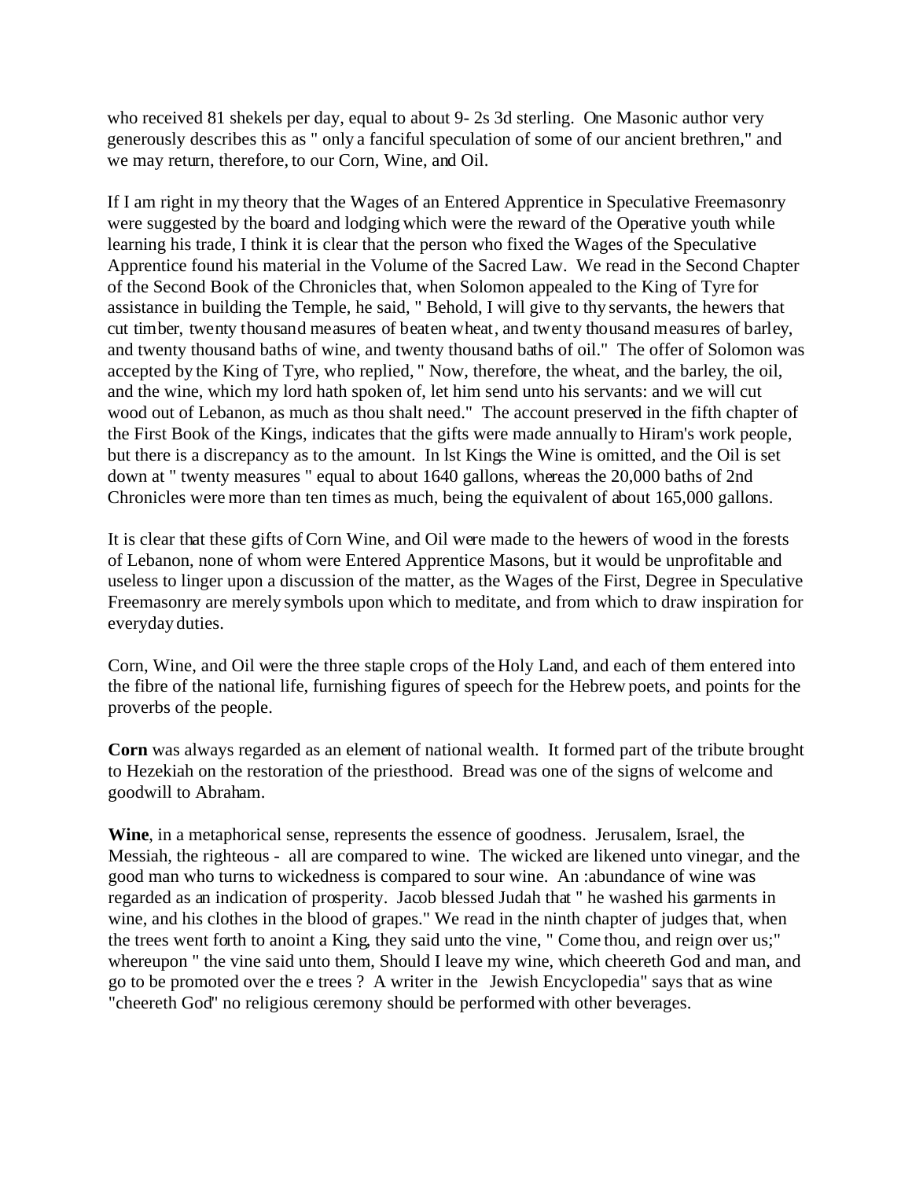who received 81 shekels per day, equal to about 9- 2s 3d sterling. One Masonic author very generously describes this as " only a fanciful speculation of some of our ancient brethren," and we may return, therefore, to our Corn, Wine, and Oil.

If I am right in my theory that the Wages of an Entered Apprentice in Speculative Freemasonry were suggested by the board and lodging which were the reward of the Operative youth while learning his trade, I think it is clear that the person who fixed the Wages of the Speculative Apprentice found his material in the Volume of the Sacred Law. We read in the Second Chapter of the Second Book of the Chronicles that, when Solomon appealed to the King of Tyre for assistance in building the Temple, he said, " Behold, I will give to thy servants, the hewers that cut timber, twenty thousand measures of beaten wheat, and twenty thousand measures of barley, and twenty thousand baths of wine, and twenty thousand baths of oil." The offer of Solomon was accepted by the King of Tyre, who replied, " Now, therefore, the wheat, and the barley, the oil, and the wine, which my lord hath spoken of, let him send unto his servants: and we will cut wood out of Lebanon, as much as thou shalt need." The account preserved in the fifth chapter of the First Book of the Kings, indicates that the gifts were made annually to Hiram's work people, but there is a discrepancy as to the amount. In lst Kings the Wine is omitted, and the Oil is set down at " twenty measures " equal to about 1640 gallons, whereas the 20,000 baths of 2nd Chronicles were more than ten times as much, being the equivalent of about 165,000 gallons.

It is clear that these gifts of Corn Wine, and Oil were made to the hewers of wood in the forests of Lebanon, none of whom were Entered Apprentice Masons, but it would be unprofitable and useless to linger upon a discussion of the matter, as the Wages of the First, Degree in Speculative Freemasonry are merely symbols upon which to meditate, and from which to draw inspiration for everyday duties.

Corn, Wine, and Oil were the three staple crops of the Holy Land, and each of them entered into the fibre of the national life, furnishing figures of speech for the Hebrew poets, and points for the proverbs of the people.

**Corn** was always regarded as an element of national wealth. It formed part of the tribute brought to Hezekiah on the restoration of the priesthood. Bread was one of the signs of welcome and goodwill to Abraham.

**Wine**, in a metaphorical sense, represents the essence of goodness. Jerusalem, Israel, the Messiah, the righteous - all are compared to wine. The wicked are likened unto vinegar, and the good man who turns to wickedness is compared to sour wine. An :abundance of wine was regarded as an indication of prosperity. Jacob blessed Judah that " he washed his garments in wine, and his clothes in the blood of grapes." We read in the ninth chapter of judges that, when the trees went forth to anoint a King, they said unto the vine, " Come thou, and reign over us;" whereupon " the vine said unto them, Should I leave my wine, which cheereth God and man, and go to be promoted over the e trees ? A writer in the Jewish Encyclopedia" says that as wine "cheereth God" no religious ceremony should be performed with other beverages.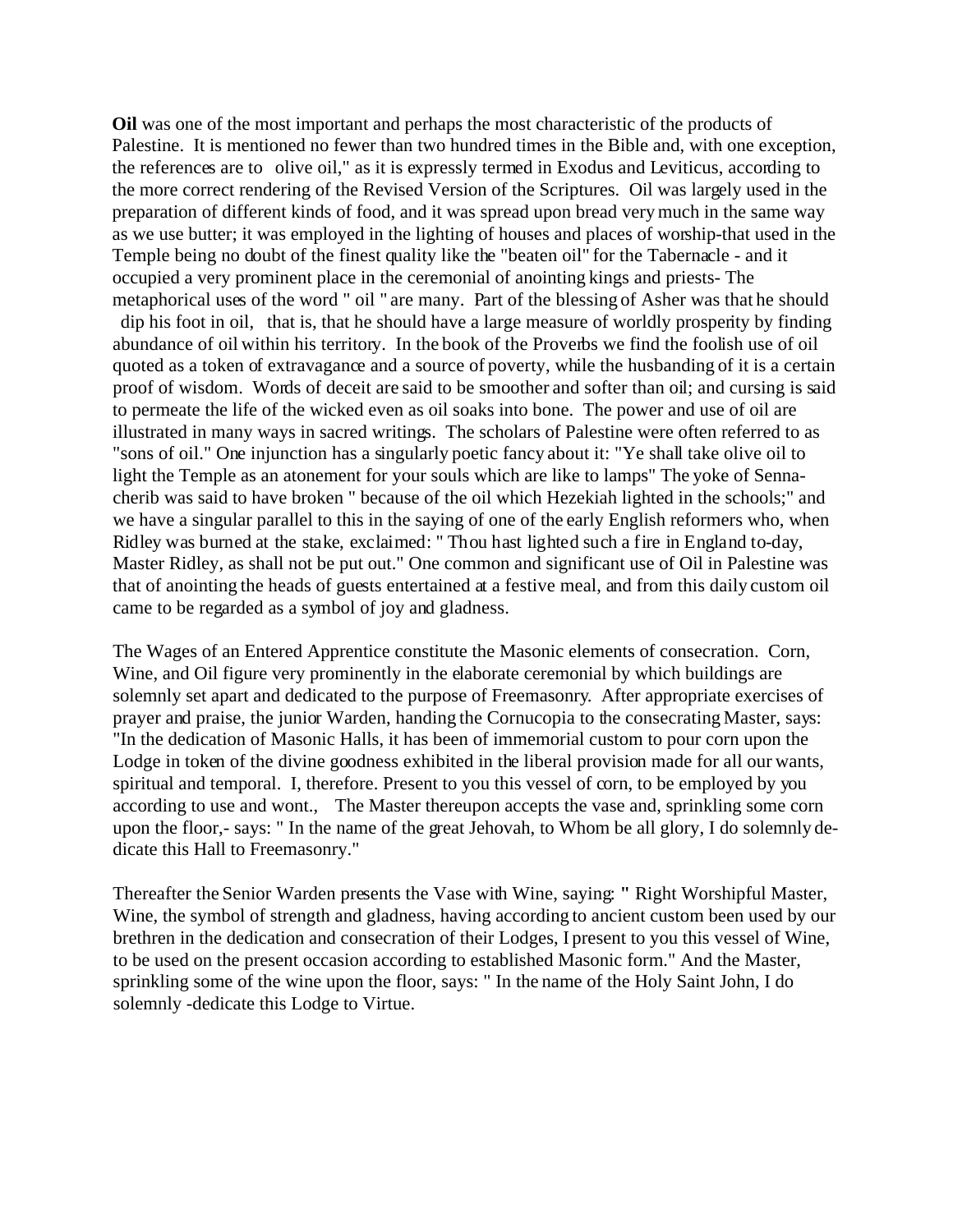**Oil** was one of the most important and perhaps the most characteristic of the products of Palestine. It is mentioned no fewer than two hundred times in the Bible and, with one exception, the references are to olive oil," as it is expressly termed in Exodus and Leviticus, according to the more correct rendering of the Revised Version of the Scriptures. Oil was largely used in the preparation of different kinds of food, and it was spread upon bread very much in the same way as we use butter; it was employed in the lighting of houses and places of worship-that used in the Temple being no doubt of the finest quality like the "beaten oil" for the Tabernacle - and it occupied a very prominent place in the ceremonial of anointing kings and priests- The metaphorical uses of the word " oil " are many. Part of the blessing of Asher was that he should dip his foot in oil, that is, that he should have a large measure of worldly prosperity by finding abundance of oil within his territory. In the book of the Proverbs we find the foolish use of oil quoted as a token of extravagance and a source of poverty, while the husbanding of it is a certain proof of wisdom. Words of deceit are said to be smoother and softer than oil; and cursing is said to permeate the life of the wicked even as oil soaks into bone. The power and use of oil are illustrated in many ways in sacred writings. The scholars of Palestine were often referred to as "sons of oil." One injunction has a singularly poetic fancy about it: "Ye shall take olive oil to light the Temple as an atonement for your souls which are like to lamps" The yoke of Senna-cherib was said to have broken " because of the oil which Hezekiah lighted in the schools;" and we have a singular parallel to this in the saying of one of the early English reformers who, when Ridley was burned at the stake, exclaimed: " Thou hast lighted such a fire in England to-day, Master Ridley, as shall not be put out." One common and significant use of Oil in Palestine was that of anointing the heads of guests entertained at a festive meal, and from this daily custom oil came to be regarded as a symbol of joy and gladness.

The Wages of an Entered Apprentice constitute the Masonic elements of consecration. Corn, Wine, and Oil figure very prominently in the elaborate ceremonial by which buildings are solemnly set apart and dedicated to the purpose of Freemasonry. After appropriate exercises of prayer and praise, the junior Warden, handing the Cornucopia to the consecrating Master, says: "In the dedication of Masonic Halls, it has been of immemorial custom to pour corn upon the Lodge in token of the divine goodness exhibited in the liberal provision made for all our wants, spiritual and temporal. I, therefore. Present to you this vessel of corn, to be employed by you according to use and wont., The Master thereupon accepts the vase and, sprinkling some corn upon the floor,- says: " In the name of the great Jehovah, to Whom be all glory, I do solemnly de-dicate this Hall to Freemasonry."

Thereafter the Senior Warden presents the Vase with Wine, saying: " Right Worshipful Master, Wine, the symbol of strength and gladness, having according to ancient custom been used by our brethren in the dedication and consecration of their Lodges, I present to you this vessel of Wine, to be used on the present occasion according to established Masonic form." And the Master, sprinkling some of the wine upon the floor, says: " In the name of the Holy Saint John, I do solemnly -dedicate this Lodge to Virtue.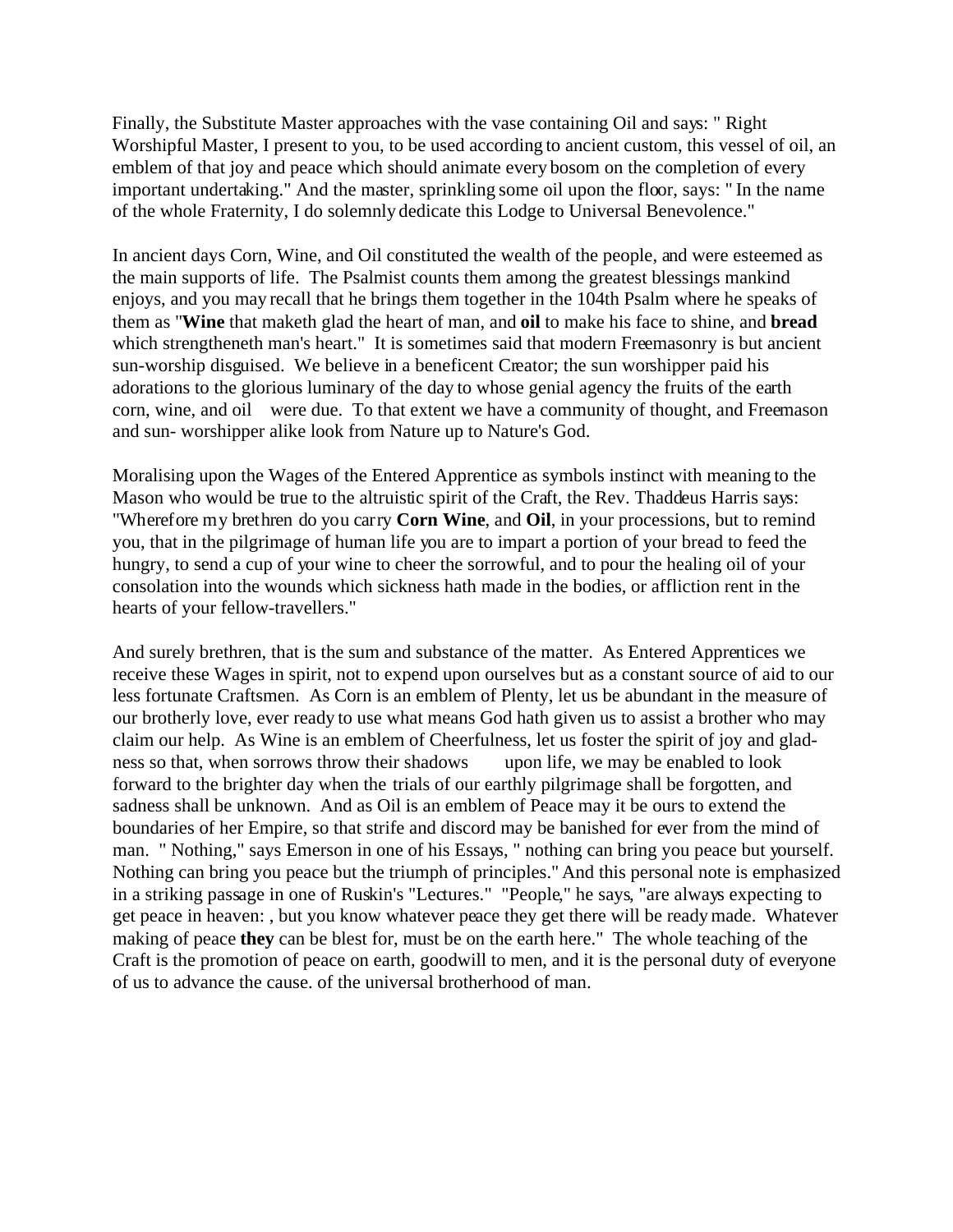Finally, the Substitute Master approaches with the vase containing Oil and says: " Right Worshipful Master, I present to you, to be used according to ancient custom, this vessel of oil, an emblem of that joy and peace which should animate every bosom on the completion of every important undertaking." And the master, sprinkling some oil upon the floor, says: " In the name of the whole Fraternity, I do solemnly dedicate this Lodge to Universal Benevolence."

In ancient days Corn, Wine, and Oil constituted the wealth of the people, and were esteemed as the main supports of life. The Psalmist counts them among the greatest blessings mankind enjoys, and you may recall that he brings them together in the 104th Psalm where he speaks of them as "**Wine** that maketh glad the heart of man, and **oil** to make his face to shine, and **bread** which strengtheneth man's heart." It is sometimes said that modern Freemasonry is but ancient sun-worship disguised. We believe in a beneficent Creator; the sun worshipper paid his adorations to the glorious luminary of the day to whose genial agency the fruits of the earth corn, wine, and oil were due. To that extent we have a community of thought, and Freemason and sun- worshipper alike look from Nature up to Nature's God.

Moralising upon the Wages of the Entered Apprentice as symbols instinct with meaning to the Mason who would be true to the altruistic spirit of the Craft, the Rev. Thaddeus Harris says: "Wherefore my brethren do you carry **Corn Wine**, and **Oil**, in your processions, but to remind you, that in the pilgrimage of human life you are to impart a portion of your bread to feed the hungry, to send a cup of your wine to cheer the sorrowful, and to pour the healing oil of your consolation into the wounds which sickness hath made in the bodies, or affliction rent in the hearts of your fellow-travellers."

And surely brethren, that is the sum and substance of the matter. As Entered Apprentices we receive these Wages in spirit, not to expend upon ourselves but as a constant source of aid to our less fortunate Craftsmen. As Corn is an emblem of Plenty, let us be abundant in the measure of our brotherly love, ever ready to use what means God hath given us to assist a brother who may claim our help. As Wine is an emblem of Cheerfulness, let us foster the spirit of joy and gladness so that, when sorrows throw their shadows upon life, we may be enabled to look forward to the brighter day when the trials of our earthly pilgrimage shall be forgotten, and sadness shall be unknown. And as Oil is an emblem of Peace may it be ours to extend the boundaries of her Empire, so that strife and discord may be banished for ever from the mind of man. " Nothing," says Emerson in one of his Essays, " nothing can bring you peace but yourself. Nothing can bring you peace but the triumph of principles." And this personal note is emphasized in a striking passage in one of Ruskin's "Lectures." "People," he says, "are always expecting to get peace in heaven: , but you know whatever peace they get there will be ready made. Whatever making of peace **they** can be blest for, must be on the earth here." The whole teaching of the Craft is the promotion of peace on earth, goodwill to men, and it is the personal duty of everyone of us to advance the cause. of the universal brotherhood of man.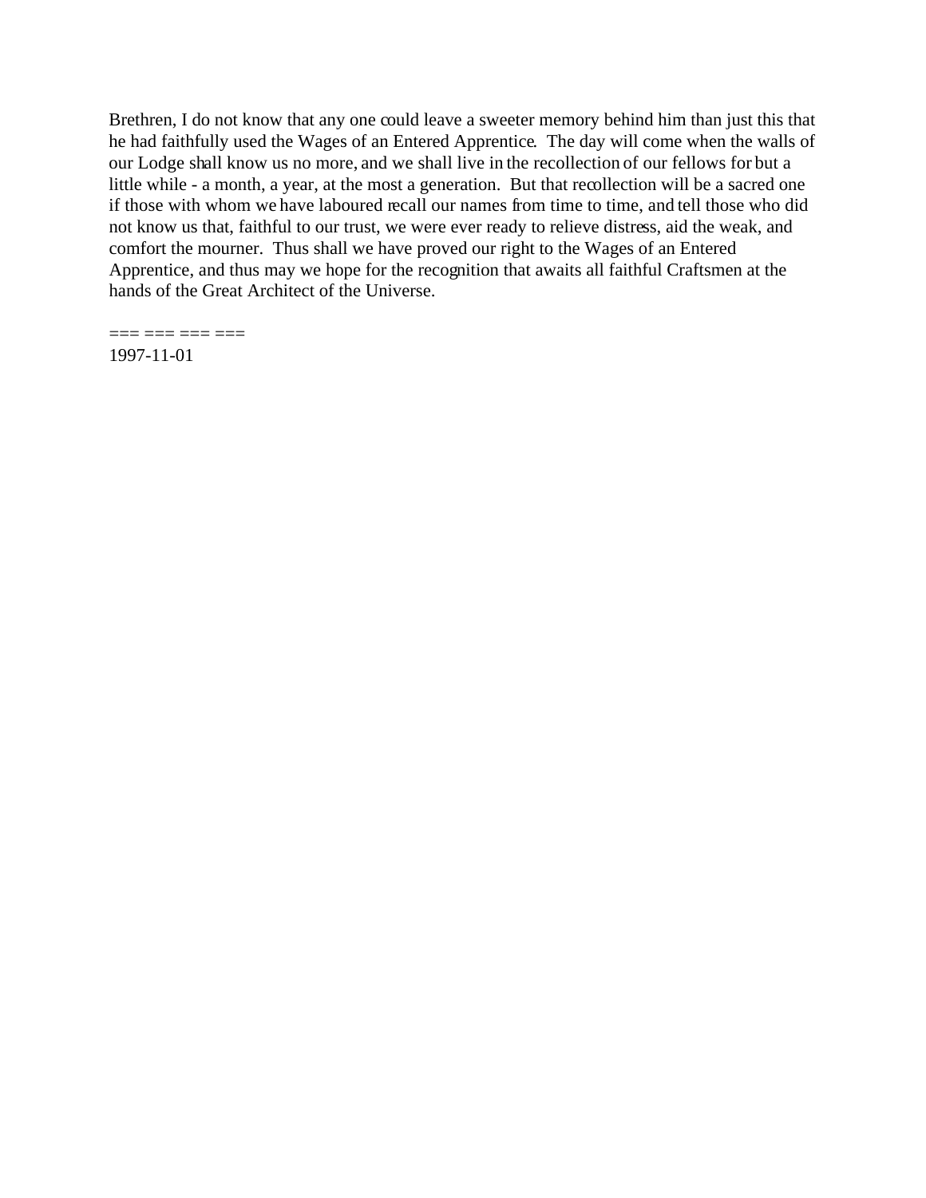Brethren, I do not know that any one could leave a sweeter memory behind him than just this that he had faithfully used the Wages of an Entered Apprentice. The day will come when the walls of our Lodge shall know us no more, and we shall live in the recollection of our fellows for but a little while - a month, a year, at the most a generation. But that recollection will be a sacred one if those with whom we have laboured recall our names from time to time, and tell those who did not know us that, faithful to our trust, we were ever ready to relieve distress, aid the weak, and comfort the mourner. Thus shall we have proved our right to the Wages of an Entered Apprentice, and thus may we hope for the recognition that awaits all faithful Craftsmen at the hands of the Great Architect of the Universe.

=== === === ===
1997-11-01